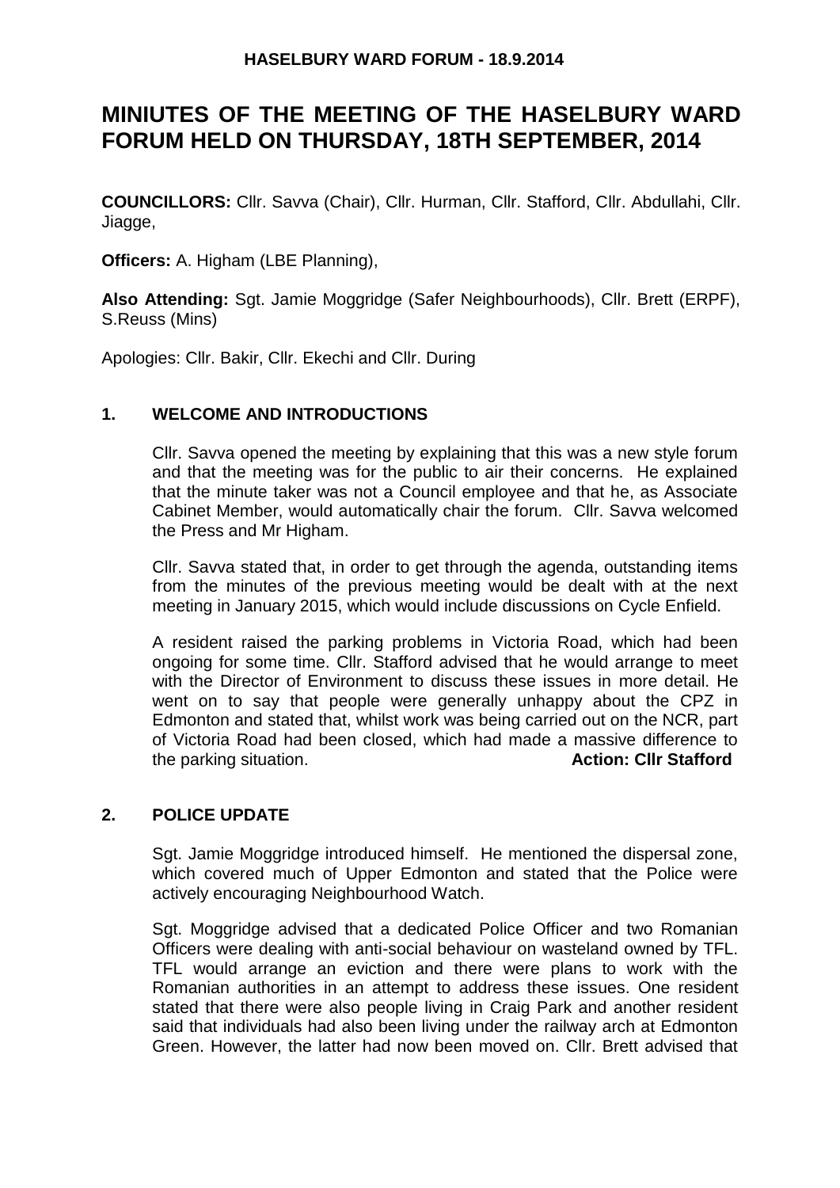# MINIUTES OF THE MEETING OF THE HASELBURY WARD FORUM HELD ON THURSDAY, 18TH SEPTEMBER, 2014

**COUNCILLORS:** Cllr. Savva (Chair), Cllr. Hurman, Cllr. Stafford, Cllr. Abdullahi, Cllr. Jiagge,

**Officers:** A. Higham (LBE Planning),

**Also Attending:** Sgt. Jamie Moggridge (Safer Neighbourhoods), Cllr. Brett (ERPF), S.Reuss (Mins)

Apologies: Cllr. Bakir, Cllr. Ekechi and Cllr. During

## 1. WELCOME AND INTRODUCTIONS

Cllr. Savva opened the meeting by explaining that this was a new style forum and that the meeting was for the public to air their concerns. He explained that the minute taker was not a Council employee and that he, as Associate Cabinet Member, would automatically chair the forum. Cllr. Savva welcomed the Press and Mr Higham.

Cllr. Savva stated that, in order to get through the agenda, outstanding items from the minutes of the previous meeting would be dealt with at the next meeting in January 2015, which would include discussions on Cycle Enfield.

A resident raised the parking problems in Victoria Road, which had been ongoing for some time. Cllr. Stafford advised that he would arrange to meet with the Director of Environment to discuss these issues in more detail. He went on to say that people were generally unhappy about the CPZ in Edmonton and stated that, whilst work was being carried out on the NCR, part of Victoria Road had been closed, which had made a massive difference to the parking situation. **Action: Cllr Stafford**

## 2. POLICE UPDATE

Sgt. Jamie Moggridge introduced himself. He mentioned the dispersal zone, which covered much of Upper Edmonton and stated that the Police were actively encouraging Neighbourhood Watch.

Sgt. Moggridge advised that a dedicated Police Officer and two Romanian Officers were dealing with anti-social behaviour on wasteland owned by TFL. TFL would arrange an eviction and there were plans to work with the Romanian authorities in an attempt to address these issues. One resident stated that there were also people living in Craig Park and another resident said that individuals had also been living under the railway arch at Edmonton Green. However, the latter had now been moved on. Cllr. Brett advised that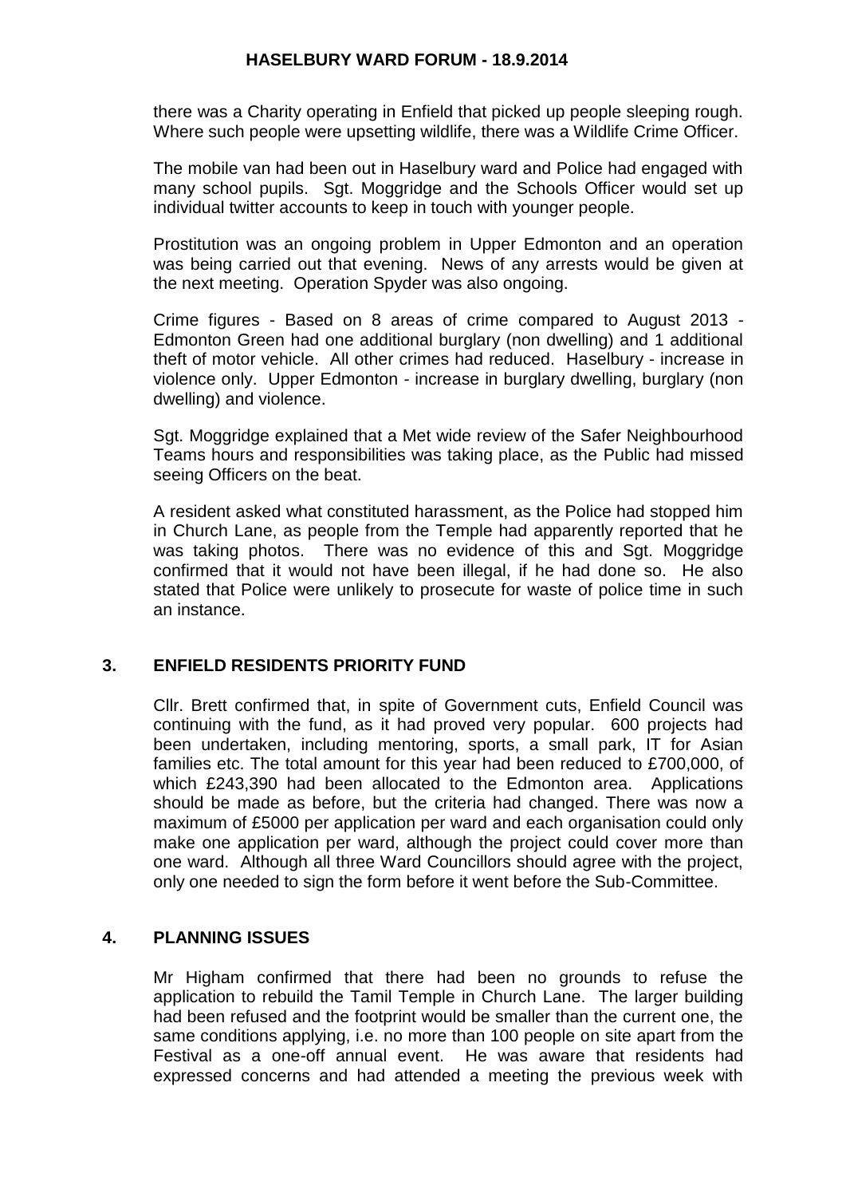there was a Charity operating in Enfield that picked up people sleeping rough. Where such people were upsetting wildlife, there was a Wildlife Crime Officer.

The mobile van had been out in Haselbury ward and Police had engaged with many school pupils. Sgt. Moggridge and the Schools Officer would set up individual twitter accounts to keep in touch with younger people.

Prostitution was an ongoing problem in Upper Edmonton and an operation was being carried out that evening. News of any arrests would be given at the next meeting. Operation Spyder was also ongoing.

Crime figures - Based on 8 areas of crime compared to August 2013 - Edmonton Green had one additional burglary (non dwelling) and 1 additional theft of motor vehicle. All other crimes had reduced. Haselbury - increase in violence only. Upper Edmonton - increase in burglary dwelling, burglary (non dwelling) and violence.

Sgt. Moggridge explained that a Met wide review of the Safer Neighbourhood Teams hours and responsibilities was taking place, as the Public had missed seeing Officers on the beat.

A resident asked what constituted harassment, as the Police had stopped him in Church Lane, as people from the Temple had apparently reported that he was taking photos. There was no evidence of this and Sgt. Moggridge confirmed that it would not have been illegal, if he had done so. He also stated that Police were unlikely to prosecute for waste of police time in such an instance.

## 3. ENFIELD RESIDENTS PRIORITY FUND

Cllr. Brett confirmed that, in spite of Government cuts, Enfield Council was continuing with the fund, as it had proved very popular. 600 projects had been undertaken, including mentoring, sports, a small park, IT for Asian families etc. The total amount for this year had been reduced to £700,000, of which £243,390 had been allocated to the Edmonton area. Applications should be made as before, but the criteria had changed. There was now a maximum of £5000 per application per ward and each organisation could only make one application per ward, although the project could cover more than one ward. Although all three Ward Councillors should agree with the project, only one needed to sign the form before it went before the Sub-Committee.

## 4. PLANNING ISSUES

Mr Higham confirmed that there had been no grounds to refuse the application to rebuild the Tamil Temple in Church Lane. The larger building had been refused and the footprint would be smaller than the current one, the same conditions applying, i.e. no more than 100 people on site apart from the Festival as a one-off annual event. He was aware that residents had expressed concerns and had attended a meeting the previous week with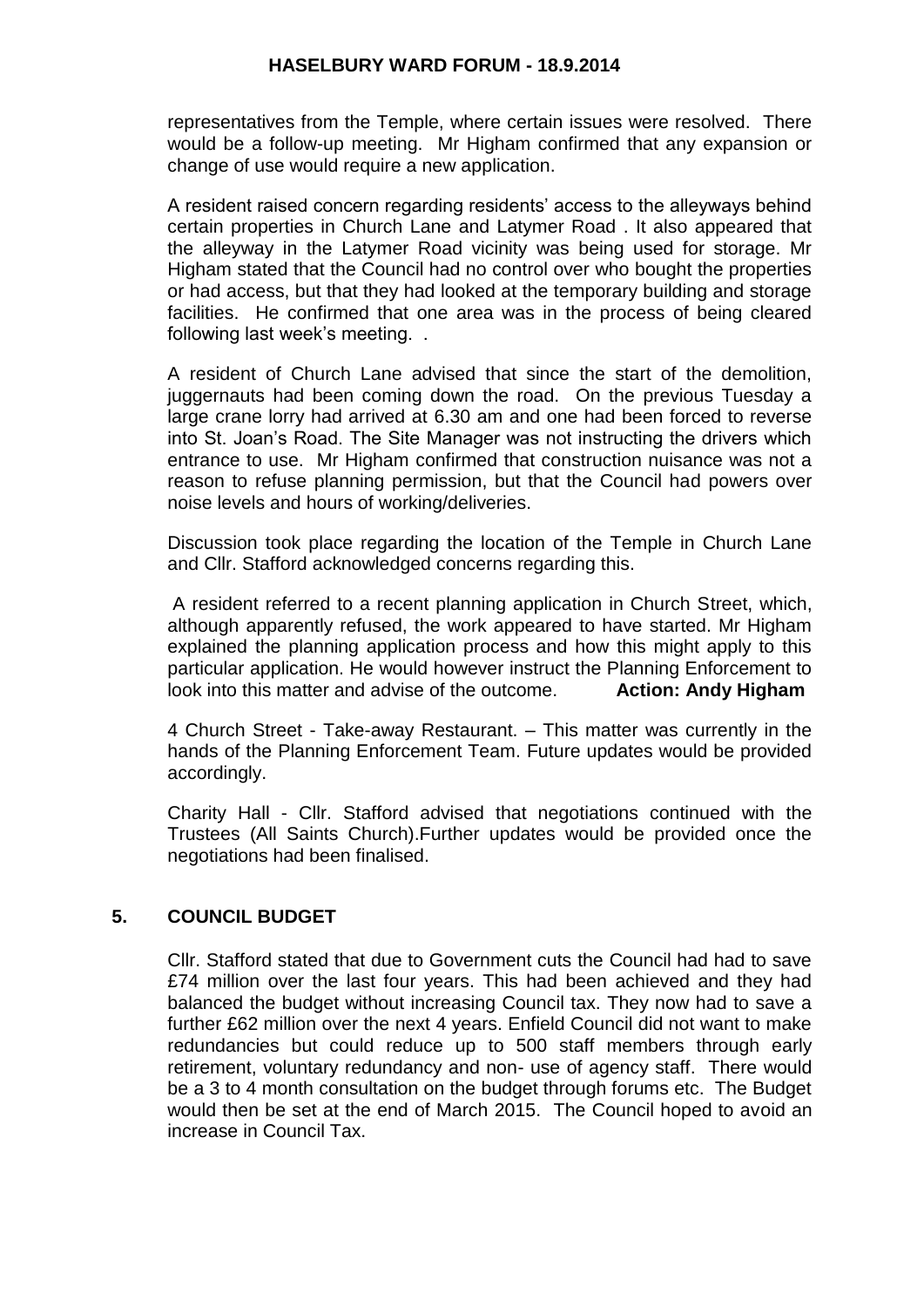representatives from the Temple, where certain issues were resolved. There would be a follow-up meeting. Mr Higham confirmed that any expansion or change of use would require a new application.

A resident raised concern regarding residents' access to the alleyways behind certain properties in Church Lane and Latymer Road . It also appeared that the alleyway in the Latymer Road vicinity was being used for storage. Mr Higham stated that the Council had no control over who bought the properties or had access, but that they had looked at the temporary building and storage facilities. He confirmed that one area was in the process of being cleared following last week's meeting. .

A resident of Church Lane advised that since the start of the demolition, juggernauts had been coming down the road. On the previous Tuesday a large crane lorry had arrived at 6.30 am and one had been forced to reverse into St. Joan's Road. The Site Manager was not instructing the drivers which entrance to use. Mr Higham confirmed that construction nuisance was not a reason to refuse planning permission, but that the Council had powers over noise levels and hours of working/deliveries.

Discussion took place regarding the location of the Temple in Church Lane and Cllr. Stafford acknowledged concerns regarding this.

A resident referred to a recent planning application in Church Street, which, although apparently refused, the work appeared to have started. Mr Higham explained the planning application process and how this might apply to this particular application. He would however instruct the Planning Enforcement to look into this matter and advise of the outcome. **Action: Andy Higham**

4 Church Street - Take-away Restaurant. – This matter was currently in the hands of the Planning Enforcement Team. Future updates would be provided accordingly.

Charity Hall - Cllr. Stafford advised that negotiations continued with the Trustees (All Saints Church).Further updates would be provided once the negotiations had been finalised.

## 5. COUNCIL BUDGET

Cllr. Stafford stated that due to Government cuts the Council had had to save £74 million over the last four years. This had been achieved and they had balanced the budget without increasing Council tax. They now had to save a further £62 million over the next 4 years. Enfield Council did not want to make redundancies but could reduce up to 500 staff members through early retirement, voluntary redundancy and non- use of agency staff. There would be a 3 to 4 month consultation on the budget through forums etc. The Budget would then be set at the end of March 2015. The Council hoped to avoid an increase in Council Tax.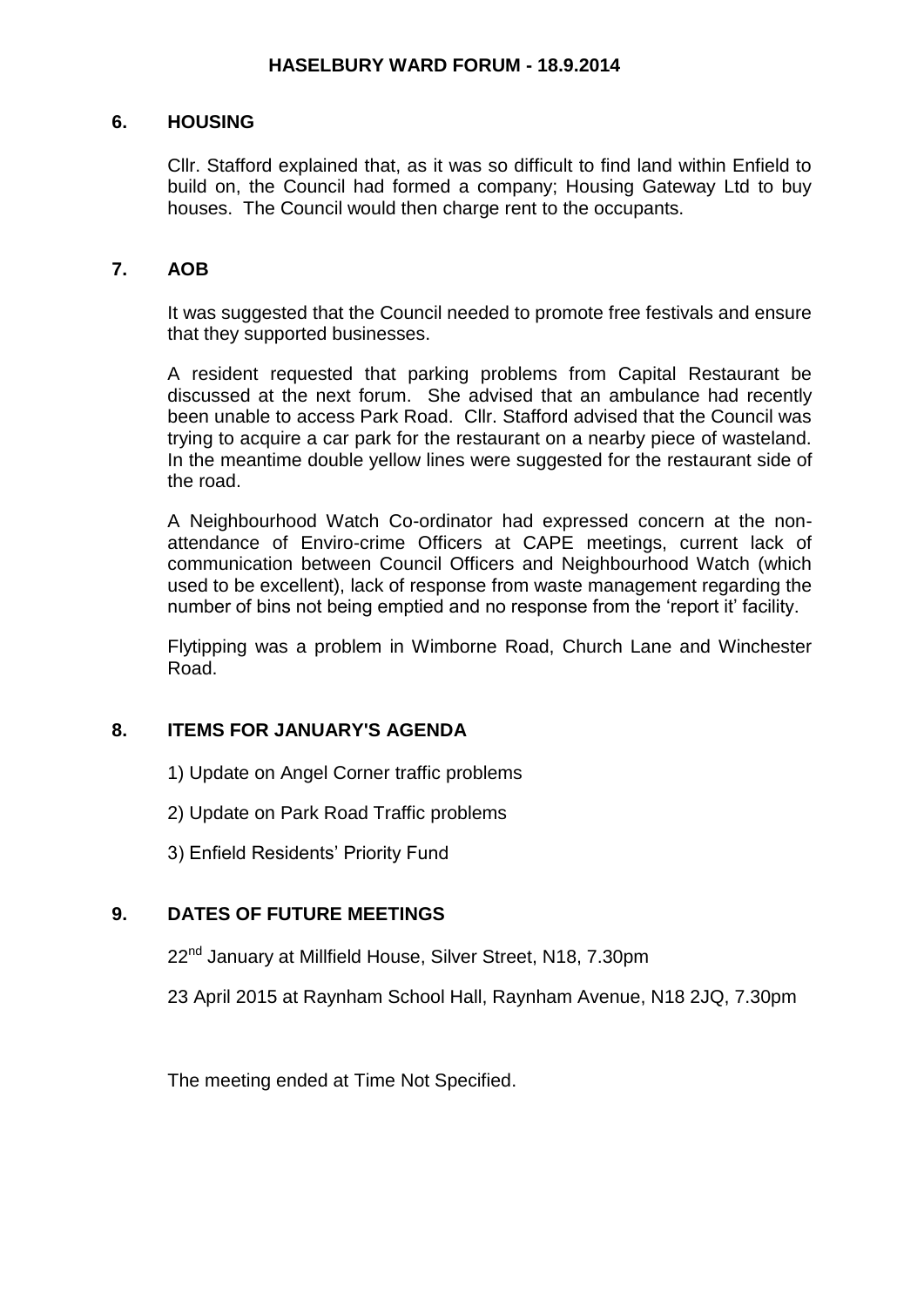## 6. HOUSING

Cllr. Stafford explained that, as it was so difficult to find land within Enfield to build on, the Council had formed a company; Housing Gateway Ltd to buy houses. The Council would then charge rent to the occupants.

## 7. AOB

It was suggested that the Council needed to promote free festivals and ensure that they supported businesses.

A resident requested that parking problems from Capital Restaurant be discussed at the next forum. She advised that an ambulance had recently been unable to access Park Road. Cllr. Stafford advised that the Council was trying to acquire a car park for the restaurant on a nearby piece of wasteland. In the meantime double yellow lines were suggested for the restaurant side of the road.

A Neighbourhood Watch Co-ordinator had expressed concern at the non-attendance of Enviro-crime Officers at CAPE meetings, current lack of communication between Council Officers and Neighbourhood Watch (which used to be excellent), lack of response from waste management regarding the number of bins not being emptied and no response from the 'report it' facility.

Flytipping was a problem in Wimborne Road, Church Lane and Winchester Road.

## 8. ITEMS FOR JANUARY'S AGENDA

1) Update on Angel Corner traffic problems

2) Update on Park Road Traffic problems

3) Enfield Residents' Priority Fund

## 9. DATES OF FUTURE MEETINGS

22nd January at Millfield House, Silver Street, N18, 7.30pm

23 April 2015 at Raynham School Hall, Raynham Avenue, N18 2JQ, 7.30pm

The meeting ended at Time Not Specified.